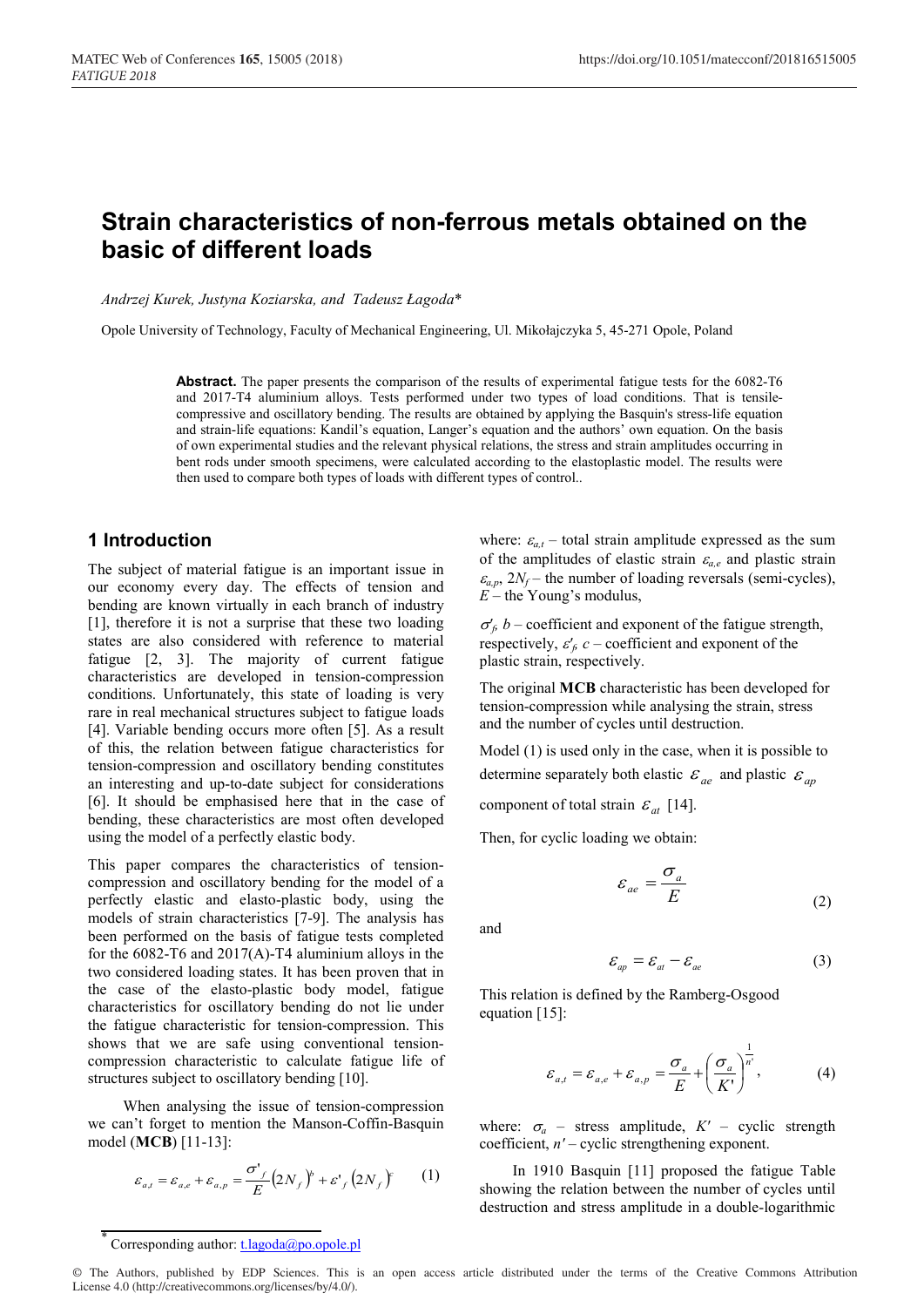# Strain characteristics of non-ferrous metals obtained on the basic of different loads

*Andrzej Kurek, Justyna Koziarska, and Tadeusz Łagoda**

Opole University of Technology, Faculty of Mechanical Engineering, Ul. Mikołajczyka 5, 45-271 Opole, Poland

**Abstract.** The paper presents the comparison of the results of experimental fatigue tests for the 6082-T6 and 2017-T4 aluminium alloys. Tests performed under two types of load conditions. That is tensile-compressive and oscillatory bending. The results are obtained by applying the Basquin's stress-life equation and strain-life equations: Kandil's equation, Langer's equation and the authors' own equation. On the basis of own experimental studies and the relevant physical relations, the stress and strain amplitudes occurring in bent rods under smooth specimens, were calculated according to the elastoplastic model. The results were then used to compare both types of loads with different types of control..

## 1 Introduction

The subject of material fatigue is an important issue in our economy every day. The effects of tension and bending are known virtually in each branch of industry [1], therefore it is not a surprise that these two loading states are also considered with reference to material fatigue [2, 3]. The majority of current fatigue characteristics are developed in tension-compression conditions. Unfortunately, this state of loading is very rare in real mechanical structures subject to fatigue loads [4]. Variable bending occurs more often [5]. As a result of this, the relation between fatigue characteristics for tension-compression and oscillatory bending constitutes an interesting and up-to-date subject for considerations [6]. It should be emphasised here that in the case of bending, these characteristics are most often developed using the model of a perfectly elastic body.

This paper compares the characteristics of tension-compression and oscillatory bending for the model of a perfectly elastic and elasto-plastic body, using the models of strain characteristics [7-9]. The analysis has been performed on the basis of fatigue tests completed for the 6082-T6 and 2017(A)-T4 aluminium alloys in the two considered loading states. It has been proven that in the case of the elasto-plastic body model, fatigue characteristics for oscillatory bending do not lie under the fatigue characteristic for tension-compression. This shows that we are safe using conventional tension-compression characteristic to calculate fatigue life of structures subject to oscillatory bending [10].

When analysing the issue of tension-compression we can't forget to mention the Manson-Coffin-Basquin model (**MCB**) [11-13]:

$$\varepsilon_{a,t} = \varepsilon_{a,e} + \varepsilon_{a,p} = \frac{\sigma'_f}{E}\left(2N_f\right)^b + \varepsilon'_f\left(2N_f\right)^c \tag{1}$$

where: $\varepsilon_{a,t}$ – total strain amplitude expressed as the sum of the amplitudes of elastic strain $\varepsilon_{a,e}$ and plastic strain $\varepsilon_{a,p}$, $2N_f$ – the number of loading reversals (semi-cycles), $E$ – the Young's modulus,

$\sigma'_f$, $b$ – coefficient and exponent of the fatigue strength, respectively, $\varepsilon'_f$, $c$ – coefficient and exponent of the plastic strain, respectively.

The original **MCB** characteristic has been developed for tension-compression while analysing the strain, stress and the number of cycles until destruction.

Model (1) is used only in the case, when it is possible to determine separately both elastic $\varepsilon_{ae}$ and plastic $\varepsilon_{ap}$ component of total strain $\varepsilon_{at}$ [14].

Then, for cyclic loading we obtain:

$$\varepsilon_{ae} = \frac{\sigma_a}{E} \tag{2}$$

and

$$\varepsilon_{ap} = \varepsilon_{at} - \varepsilon_{ae} \tag{3}$$

This relation is defined by the Ramberg-Osgood equation [15]:

$$\varepsilon_{a,t} = \varepsilon_{a,e} + \varepsilon_{a,p} = \frac{\sigma_a}{E} + \left(\frac{\sigma_a}{K'}\right)^{\frac{1}{n'}}, \tag{4}$$

where: $\sigma_a$ – stress amplitude, $K'$ – cyclic strength coefficient, $n'$ – cyclic strengthening exponent.

In 1910 Basquin [11] proposed the fatigue Table showing the relation between the number of cycles until destruction and stress amplitude in a double-logarithmic

* Corresponding author: t.lagoda@po.opole.pl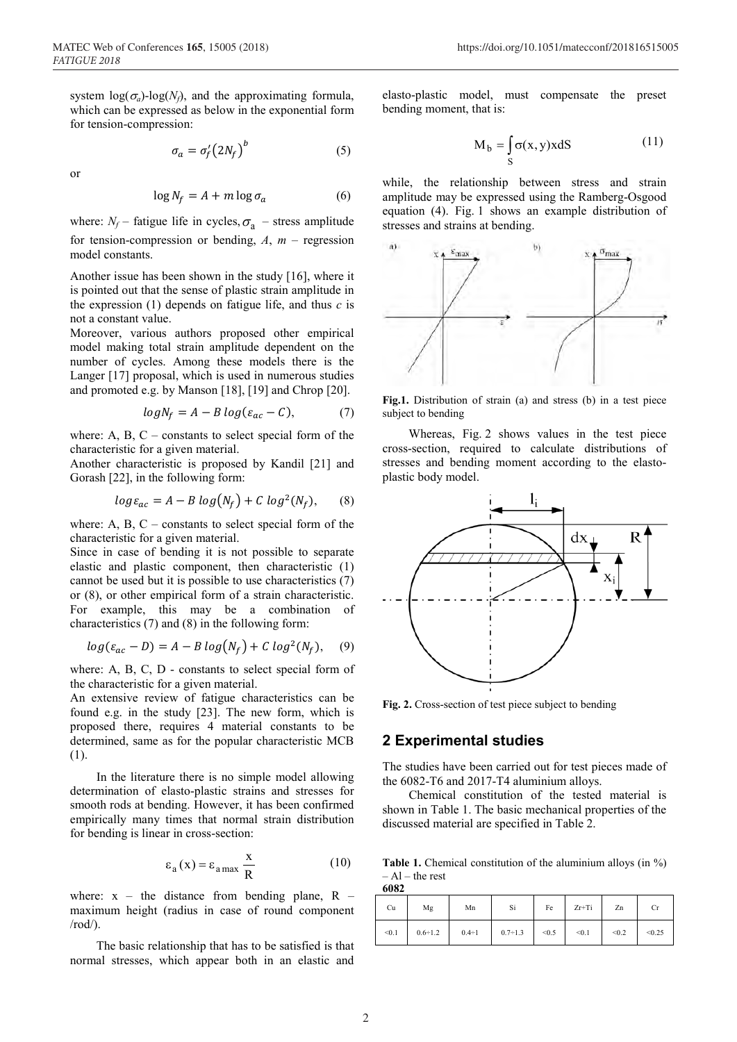system $\log(\sigma_a)$-$\log(N_f)$, and the approximating formula, which can be expressed as below in the exponential form for tension-compression:

$$\sigma_a = \sigma_f'\left(2N_f\right)^b \tag{5}$$

or

$$\log N_f = A + m\log\sigma_a \tag{6}$$

where: $N_f$ – fatigue life in cycles, $\sigma_a$ – stress amplitude for tension-compression or bending, $A$, $m$ – regression model constants.

Another issue has been shown in the study [16], where it is pointed out that the sense of plastic strain amplitude in the expression (1) depends on fatigue life, and thus $c$ is not a constant value.

Moreover, various authors proposed other empirical model making total strain amplitude dependent on the number of cycles. Among these models there is the Langer [17] proposal, which is used in numerous studies and promoted e.g. by Manson [18], [19] and Chrop [20].

$$logN_f = A - B\ log(\varepsilon_{ac} - C), \tag{7}$$

where: A, B, C – constants to select special form of the characteristic for a given material.

Another characteristic is proposed by Kandil [21] and Gorash [22], in the following form:

$$log\varepsilon_{ac} = A - B\ log\left(N_f\right) + C\ log^2(N_f), \tag{8}$$

where: A, B, C – constants to select special form of the characteristic for a given material.

Since in case of bending it is not possible to separate elastic and plastic component, then characteristic (1) cannot be used but it is possible to use characteristics (7) or (8), or other empirical form of a strain characteristic. For example, this may be a combination of characteristics (7) and (8) in the following form:

$$log(\varepsilon_{ac} - D) = A - B\ log\left(N_f\right) + C\ log^2(N_f), \tag{9}$$

where: A, B, C, D - constants to select special form of the characteristic for a given material.

An extensive review of fatigue characteristics can be found e.g. in the study [23]. The new form, which is proposed there, requires 4 material constants to be determined, same as for the popular characteristic MCB (1).

In the literature there is no simple model allowing determination of elasto-plastic strains and stresses for smooth rods at bending. However, it has been confirmed empirically many times that normal strain distribution for bending is linear in cross-section:

$$\varepsilon_a(x) = \varepsilon_{a\max}\frac{x}{R} \tag{10}$$

where: x – the distance from bending plane, R – maximum height (radius in case of round component /rod/).

The basic relationship that has to be satisfied is that normal stresses, which appear both in an elastic and elasto-plastic model, must compensate the preset bending moment, that is:

$$M_b = \int_S \sigma(x,y)x\mathrm{d}S \tag{11}$$

while, the relationship between stress and strain amplitude may be expressed using the Ramberg-Osgood equation (4). Fig. 1 shows an example distribution of stresses and strains at bending.

**Fig.1.** Distribution of strain (a) and stress (b) in a test piece subject to bending

Whereas, Fig. 2 shows values in the test piece cross-section, required to calculate distributions of stresses and bending moment according to the elasto-plastic body model.

**Fig. 2.** Cross-section of test piece subject to bending

## 2 Experimental studies

The studies have been carried out for test pieces made of the 6082-T6 and 2017-T4 aluminium alloys.

Chemical constitution of the tested material is shown in Table 1. The basic mechanical properties of the discussed material are specified in Table 2.

**Table 1.** Chemical constitution of the aluminium alloys (in %) – Al – the rest

**6082**

| Cu | Mg | Mn | Si | Fe | Zr+Ti | Zn | Cr |
|---|---|---|---|---|---|---|---|
| <0.1 | 0.6÷1.2 | 0.4÷1 | 0.7÷1.3 | <0.5 | <0.1 | <0.2 | <0.25 |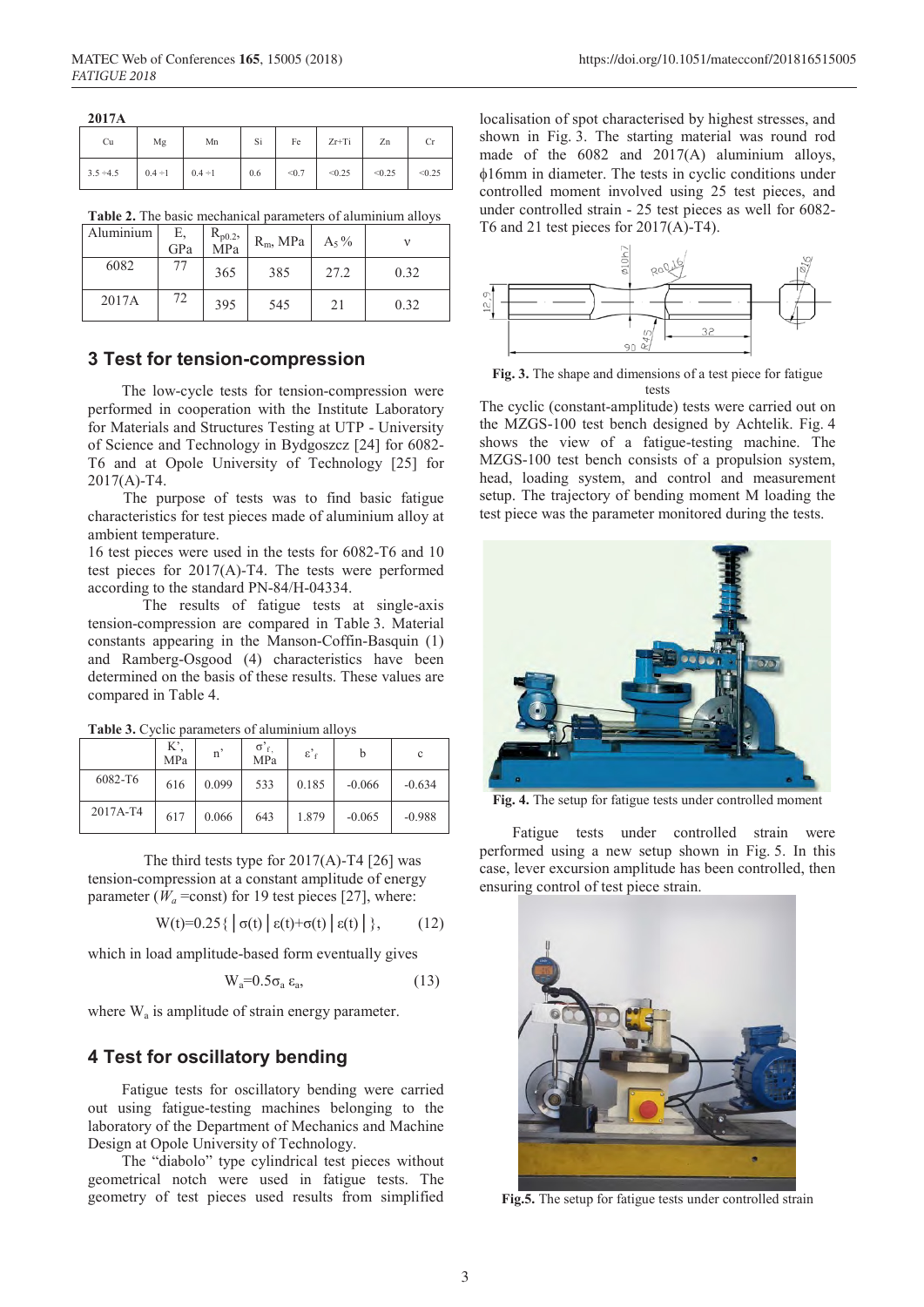**2017A**

| Cu | Mg | Mn | Si | Fe | Zr+Ti | Zn | Cr |
|---|---|---|---|---|---|---|---|
| 3.5 ÷4.5 | 0.4 ÷1 | 0.4 ÷1 | 0.6 | <0.7 | <0.25 | <0.25 | <0.25 |

**Table 2.** The basic mechanical parameters of aluminium alloys

| Aluminium | E, GPa | $R_{p0.2}$, MPa | $R_m$, MPa | $A_5$ % | ν |
|---|---|---|---|---|---|
| 6082 | 77 | 365 | 385 | 27.2 | 0.32 |
| 2017A | 72 | 395 | 545 | 21 | 0.32 |

## 3 Test for tension-compression

The low-cycle tests for tension-compression were performed in cooperation with the Institute Laboratory for Materials and Structures Testing at UTP - University of Science and Technology in Bydgoszcz [24] for 6082-T6 and at Opole University of Technology [25] for 2017(A)-T4.

The purpose of tests was to find basic fatigue characteristics for test pieces made of aluminium alloy at ambient temperature.

16 test pieces were used in the tests for 6082-T6 and 10 test pieces for 2017(A)-T4. The tests were performed according to the standard PN-84/H-04334.

The results of fatigue tests at single-axis tension-compression are compared in Table 3. Material constants appearing in the Manson-Coffin-Basquin (1) and Ramberg-Osgood (4) characteristics have been determined on the basis of these results. These values are compared in Table 4.

**Table 3.** Cyclic parameters of aluminium alloys

| | K', MPa | n' | $\sigma'_f$, MPa | $\varepsilon'_f$ | b | c |
|---|---|---|---|---|---|---|
| 6082-T6 | 616 | 0.099 | 533 | 0.185 | -0.066 | -0.634 |
| 2017A-T4 | 617 | 0.066 | 643 | 1.879 | -0.065 | -0.988 |

The third tests type for 2017(A)-T4 [26] was tension-compression at a constant amplitude of energy parameter ($W_a$ =const) for 19 test pieces [27], where:

$$W(t)=0.25\{\,|\sigma(t)|\,\varepsilon(t)+\sigma(t)\,|\varepsilon(t)|\,\}, \qquad (12)$$

which in load amplitude-based form eventually gives

$$W_a=0.5\sigma_a\,\varepsilon_a, \qquad (13)$$

where $W_a$ is amplitude of strain energy parameter.

## 4 Test for oscillatory bending

Fatigue tests for oscillatory bending were carried out using fatigue-testing machines belonging to the laboratory of the Department of Mechanics and Machine Design at Opole University of Technology.

The "diabolo" type cylindrical test pieces without geometrical notch were used in fatigue tests. The geometry of test pieces used results from simplified localisation of spot characterised by highest stresses, and shown in Fig. 3. The starting material was round rod made of the 6082 and 2017(A) aluminium alloys, ϕ16mm in diameter. The tests in cyclic conditions under controlled moment involved using 25 test pieces, and under controlled strain - 25 test pieces as well for 6082-T6 and 21 test pieces for 2017(A)-T4).

**Fig. 3.** The shape and dimensions of a test piece for fatigue tests

The cyclic (constant-amplitude) tests were carried out on the MZGS-100 test bench designed by Achtelik. Fig. 4 shows the view of a fatigue-testing machine. The MZGS-100 test bench consists of a propulsion system, head, loading system, and control and measurement setup. The trajectory of bending moment M loading the test piece was the parameter monitored during the tests.

**Fig. 4.** The setup for fatigue tests under controlled moment

Fatigue tests under controlled strain were performed using a new setup shown in Fig. 5. In this case, lever excursion amplitude has been controlled, then ensuring control of test piece strain.

**Fig.5.** The setup for fatigue tests under controlled strain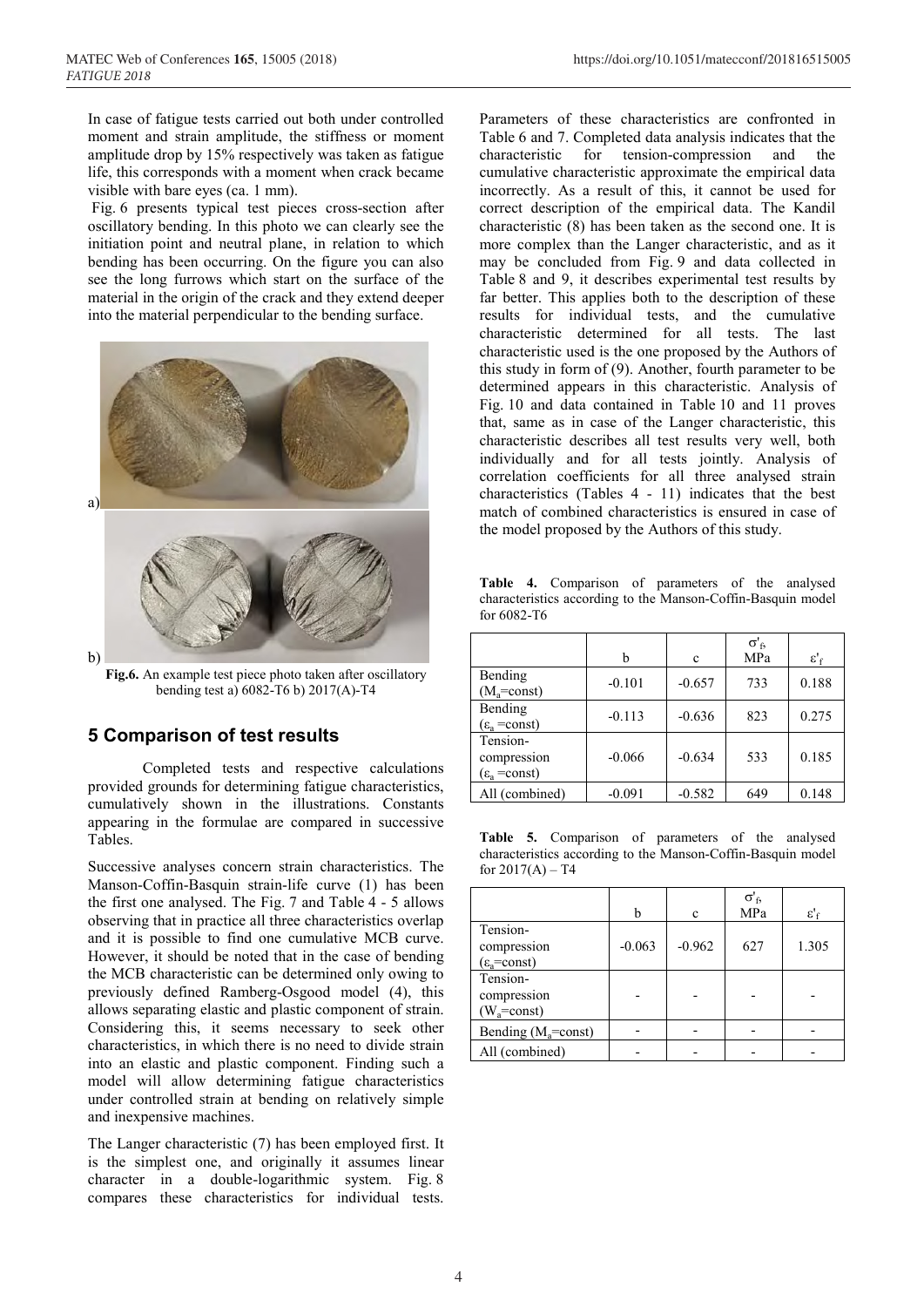In case of fatigue tests carried out both under controlled moment and strain amplitude, the stiffness or moment amplitude drop by 15% respectively was taken as fatigue life, this corresponds with a moment when crack became visible with bare eyes (ca. 1 mm).

Fig. 6 presents typical test pieces cross-section after oscillatory bending. In this photo we can clearly see the initiation point and neutral plane, in relation to which bending has been occurring. On the figure you can also see the long furrows which start on the surface of the material in the origin of the crack and they extend deeper into the material perpendicular to the bending surface.

**Fig.6.** An example test piece photo taken after oscillatory bending test a) 6082-T6 b) 2017(A)-T4

## 5 Comparison of test results

Completed tests and respective calculations provided grounds for determining fatigue characteristics, cumulatively shown in the illustrations. Constants appearing in the formulae are compared in successive Tables.

Successive analyses concern strain characteristics. The Manson-Coffin-Basquin strain-life curve (1) has been the first one analysed. The Fig. 7 and Table 4 - 5 allows observing that in practice all three characteristics overlap and it is possible to find one cumulative MCB curve. However, it should be noted that in the case of bending the MCB characteristic can be determined only owing to previously defined Ramberg-Osgood model (4), this allows separating elastic and plastic component of strain. Considering this, it seems necessary to seek other characteristics, in which there is no need to divide strain into an elastic and plastic component. Finding such a model will allow determining fatigue characteristics under controlled strain at bending on relatively simple and inexpensive machines.

The Langer characteristic (7) has been employed first. It is the simplest one, and originally it assumes linear character in a double-logarithmic system. Fig. 8 compares these characteristics for individual tests. Parameters of these characteristics are confronted in Table 6 and 7. Completed data analysis indicates that the characteristic for tension-compression and the cumulative characteristic approximate the empirical data incorrectly. As a result of this, it cannot be used for correct description of the empirical data. The Kandil characteristic (8) has been taken as the second one. It is more complex than the Langer characteristic, and as it may be concluded from Fig. 9 and data collected in Table 8 and 9, it describes experimental test results by far better. This applies both to the description of these results for individual tests, and the cumulative characteristic determined for all tests. The last characteristic used is the one proposed by the Authors of this study in form of (9). Another, fourth parameter to be determined appears in this characteristic. Analysis of Fig. 10 and data contained in Table 10 and 11 proves that, same as in case of the Langer characteristic, this characteristic describes all test results very well, both individually and for all tests jointly. Analysis of correlation coefficients for all three analysed strain characteristics (Tables 4 - 11) indicates that the best match of combined characteristics is ensured in case of the model proposed by the Authors of this study.

**Table 4.** Comparison of parameters of the analysed characteristics according to the Manson-Coffin-Basquin model for 6082-T6

| | b | c | $\sigma'_f$, MPa | $\varepsilon'_f$ |
|---|---|---|---|---|
| Bending ($M_a$=const) | -0.101 | -0.657 | 733 | 0.188 |
| Bending ($\varepsilon_a$ =const) | -0.113 | -0.636 | 823 | 0.275 |
| Tension-compression ($\varepsilon_a$ =const) | -0.066 | -0.634 | 533 | 0.185 |
| All (combined) | -0.091 | -0.582 | 649 | 0.148 |

**Table 5.** Comparison of parameters of the analysed characteristics according to the Manson-Coffin-Basquin model for 2017(A) – T4

| | b | c | $\sigma'_f$, MPa | $\varepsilon'_f$ |
|---|---|---|---|---|
| Tension-compression ($\varepsilon_a$=const) | -0.063 | -0.962 | 627 | 1.305 |
| Tension-compression ($W_a$=const) | - | - | - | - |
| Bending ($M_a$=const) | - | - | - | - |
| All (combined) | - | - | - | - |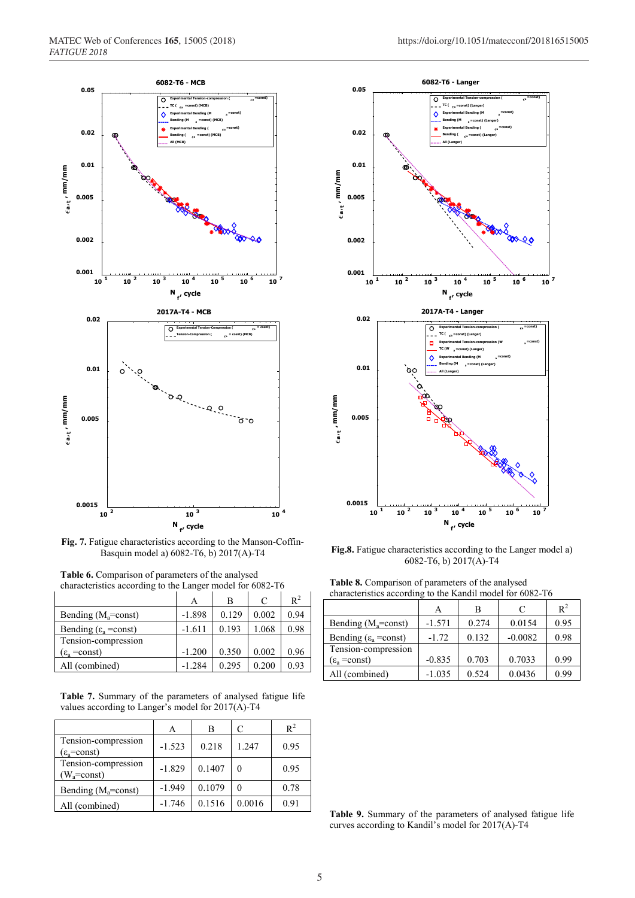**Fig. 7.** Fatigue characteristics according to the Manson-Coffin-Basquin model a) 6082-T6, b) 2017(A)-T4

**Fig.8.** Fatigue characteristics according to the Langer model a) 6082-T6, b) 2017(A)-T4

**Table 6.** Comparison of parameters of the analysed characteristics according to the Langer model for 6082-T6

| | A | B | C | $R^2$ |
|---|---|---|---|---|
| Bending ($M_a$=const) | -1.898 | 0.129 | 0.002 | 0.94 |
| Bending ($\varepsilon_a$ =const) | -1.611 | 0.193 | 1.068 | 0.98 |
| Tension-compression ($\varepsilon_a$ =const) | -1.200 | 0.350 | 0.002 | 0.96 |
| All (combined) | -1.284 | 0.295 | 0.200 | 0.93 |

**Table 7.** Summary of the parameters of analysed fatigue life values according to Langer's model for 2017(A)-T4

| | A | B | C | $R^2$ |
|---|---|---|---|---|
| Tension-compression ($\varepsilon_a$=const) | -1.523 | 0.218 | 1.247 | 0.95 |
| Tension-compression ($W_a$=const) | -1.829 | 0.1407 | 0 | 0.95 |
| Bending ($M_a$=const) | -1.949 | 0.1079 | 0 | 0.78 |
| All (combined) | -1.746 | 0.1516 | 0.0016 | 0.91 |

**Table 8.** Comparison of parameters of the analysed characteristics according to the Kandil model for 6082-T6

| | A | B | C | $R^2$ |
|---|---|---|---|---|
| Bending ($M_a$=const) | -1.571 | 0.274 | 0.0154 | 0.95 |
| Bending ($\varepsilon_a$ =const) | -1.72 | 0.132 | -0.0082 | 0.98 |
| Tension-compression ($\varepsilon_a$ =const) | -0.835 | 0.703 | 0.7033 | 0.99 |
| All (combined) | -1.035 | 0.524 | 0.0436 | 0.99 |

**Table 9.** Summary of the parameters of analysed fatigue life curves according to Kandil's model for 2017(A)-T4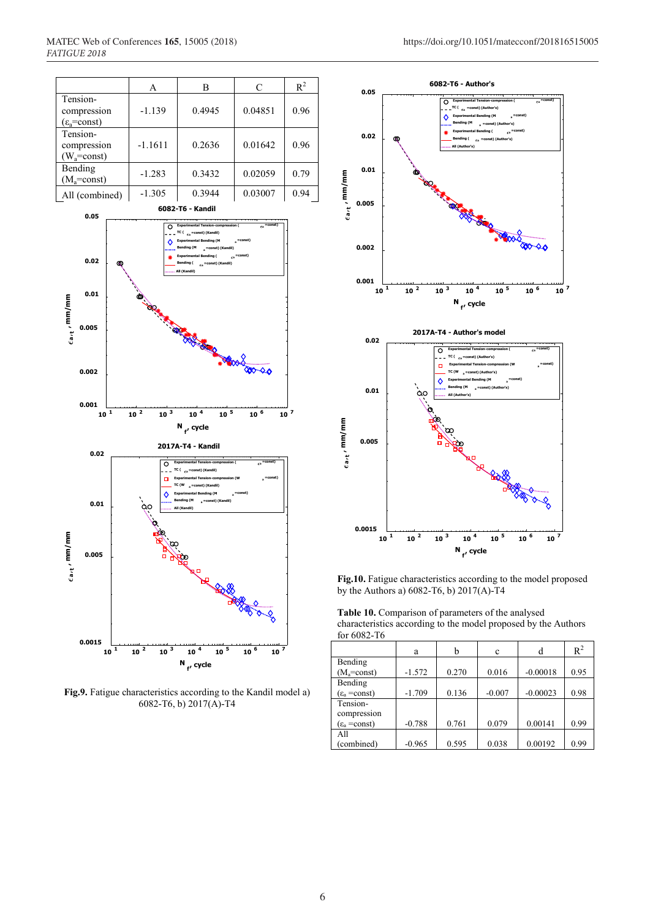|  | A | B | C | $R^2$ |
|---|---|---|---|---|
| Tension-compression ($\varepsilon_a$=const) | -1.139 | 0.4945 | 0.04851 | 0.96 |
| Tension-compression ($W_a$=const) | -1.1611 | 0.2636 | 0.01642 | 0.96 |
| Bending ($M_a$=const) | -1.283 | 0.3432 | 0.02059 | 0.79 |
| All (combined) | -1.305 | 0.3944 | 0.03007 | 0.94 |

**Fig.9.** Fatigue characteristics according to the Kandil model a) 6082-T6, b) 2017(A)-T4

**Fig.10.** Fatigue characteristics according to the model proposed by the Authors a) 6082-T6, b) 2017(A)-T4

**Table 10.** Comparison of parameters of the analysed characteristics according to the model proposed by the Authors for 6082-T6

|  | a | b | c | d | $R^2$ |
|---|---|---|---|---|---|
| Bending ($M_a$=const) | -1.572 | 0.270 | 0.016 | -0.00018 | 0.95 |
| Bending ($\varepsilon_a$ =const) | -1.709 | 0.136 | -0.007 | -0.00023 | 0.98 |
| Tension-compression ($\varepsilon_a$ =const) | -0.788 | 0.761 | 0.079 | 0.00141 | 0.99 |
| All (combined) | -0.965 | 0.595 | 0.038 | 0.00192 | 0.99 |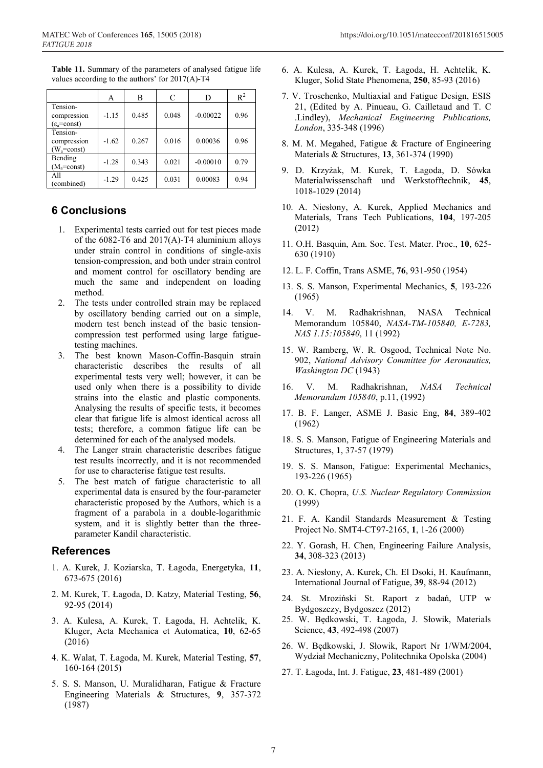**Table 11.** Summary of the parameters of analysed fatigue life values according to the authors' for 2017(A)-T4

| | A | B | C | D | $R^2$ |
|---|---|---|---|---|---|
| Tension-compression ($\varepsilon_a$=const) | -1.15 | 0.485 | 0.048 | -0.00022 | 0.96 |
| Tension-compression ($W_a$=const) | -1.62 | 0.267 | 0.016 | 0.00036 | 0.96 |
| Bending ($M_a$=const) | -1.28 | 0.343 | 0.021 | -0.00010 | 0.79 |
| All (combined) | -1.29 | 0.425 | 0.031 | 0.00083 | 0.94 |

## 6 Conclusions

1. Experimental tests carried out for test pieces made of the 6082-T6 and 2017(A)-T4 aluminium alloys under strain control in conditions of single-axis tension-compression, and both under strain control and moment control for oscillatory bending are much the same and independent on loading method.
2. The tests under controlled strain may be replaced by oscillatory bending carried out on a simple, modern test bench instead of the basic tension-compression test performed using large fatigue-testing machines.
3. The best known Mason-Coffin-Basquin strain characteristic describes the results of all experimental tests very well; however, it can be used only when there is a possibility to divide strains into the elastic and plastic components. Analysing the results of specific tests, it becomes clear that fatigue life is almost identical across all tests; therefore, a common fatigue life can be determined for each of the analysed models.
4. The Langer strain characteristic describes fatigue test results incorrectly, and it is not recommended for use to characterise fatigue test results.
5. The best match of fatigue characteristic to all experimental data is ensured by the four-parameter characteristic proposed by the Authors, which is a fragment of a parabola in a double-logarithmic system, and it is slightly better than the three-parameter Kandil characteristic.

## References

1. A. Kurek, J. Koziarska, T. Łagoda, Energetyka, **11**, 673-675 (2016)
2. M. Kurek, T. Łagoda, D. Katzy, Material Testing, **56**, 92-95 (2014)
3. A. Kulesa, A. Kurek, T. Łagoda, H. Achtelik, K. Kluger, Acta Mechanica et Automatica, **10**, 62-65 (2016)
4. K. Walat, T. Łagoda, M. Kurek, Material Testing, **57**, 160-164 (2015)
5. S. S. Manson, U. Muralidharan, Fatigue & Fracture Engineering Materials & Structures, **9**, 357-372 (1987)
6. A. Kulesa, A. Kurek, T. Łagoda, H. Achtelik, K. Kluger, Solid State Phenomena, **250**, 85-93 (2016)
7. V. Troschenko, Multiaxial and Fatigue Design, ESIS 21, (Edited by A. Pinueau, G. Cailletaud and T. C .Lindley), *Mechanical Engineering Publications, London*, 335-348 (1996)
8. M. M. Megahed, Fatigue & Fracture of Engineering Materials & Structures, **13**, 361-374 (1990)
9. D. Krzyżak, M. Kurek, T. Łagoda, D. Sówka Materialwissenschaft und Werkstofftechnik, **45**, 1018-1029 (2014)
10. A. Niesłony, A. Kurek, Applied Mechanics and Materials, Trans Tech Publications, **104**, 197-205 (2012)
11. O.H. Basquin, Am. Soc. Test. Mater. Proc., **10**, 625-630 (1910)
12. L. F. Coffin, Trans ASME, **76**, 931-950 (1954)
13. S. S. Manson, Experimental Mechanics, **5**, 193-226 (1965)
14. V. M. Radhakrishnan, NASA Technical Memorandum 105840, *NASA-TM-105840, E-7283, NAS 1.15:105840*, 11 (1992)
15. W. Ramberg, W. R. Osgood, Technical Note No. 902, *National Advisory Committee for Aeronautics, Washington DC* (1943)
16. V. M. Radhakrishnan, *NASA Technical Memorandum 105840*, p.11, (1992)
17. B. F. Langer, ASME J. Basic Eng, **84**, 389-402 (1962)
18. S. S. Manson, Fatigue of Engineering Materials and Structures, **1**, 37-57 (1979)
19. S. S. Manson, Fatigue: Experimental Mechanics, 193-226 (1965)
20. O. K. Chopra, *U.S. Nuclear Regulatory Commission* (1999)
21. F. A. Kandil Standards Measurement & Testing Project No. SMT4-CT97-2165, **1**, 1-26 (2000)
22. Y. Gorash, H. Chen, Engineering Failure Analysis, **34**, 308-323 (2013)
23. A. Niesłony, A. Kurek, Ch. El Dsoki, H. Kaufmann, International Journal of Fatigue, **39**, 88-94 (2012)
24. St. Mroziński St. Raport z badań, UTP w Bydgoszczy, Bydgoszcz (2012)
25. W. Będkowski, T. Łagoda, J. Słowik, Materials Science, **43**, 492-498 (2007)
26. W. Będkowski, J. Słowik, Raport Nr 1/WM/2004, Wydział Mechaniczny, Politechnika Opolska (2004)
27. T. Łagoda, Int. J. Fatigue, **23**, 481-489 (2001)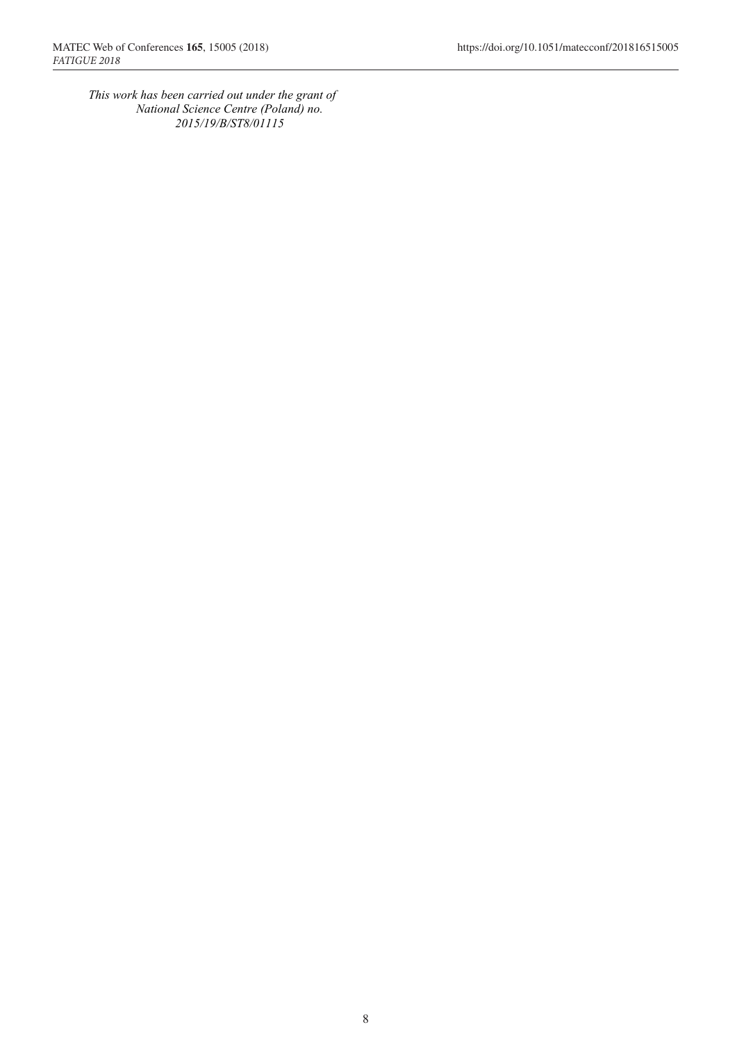*This work has been carried out under the grant of National Science Centre (Poland) no. 2015/19/B/ST8/01115*